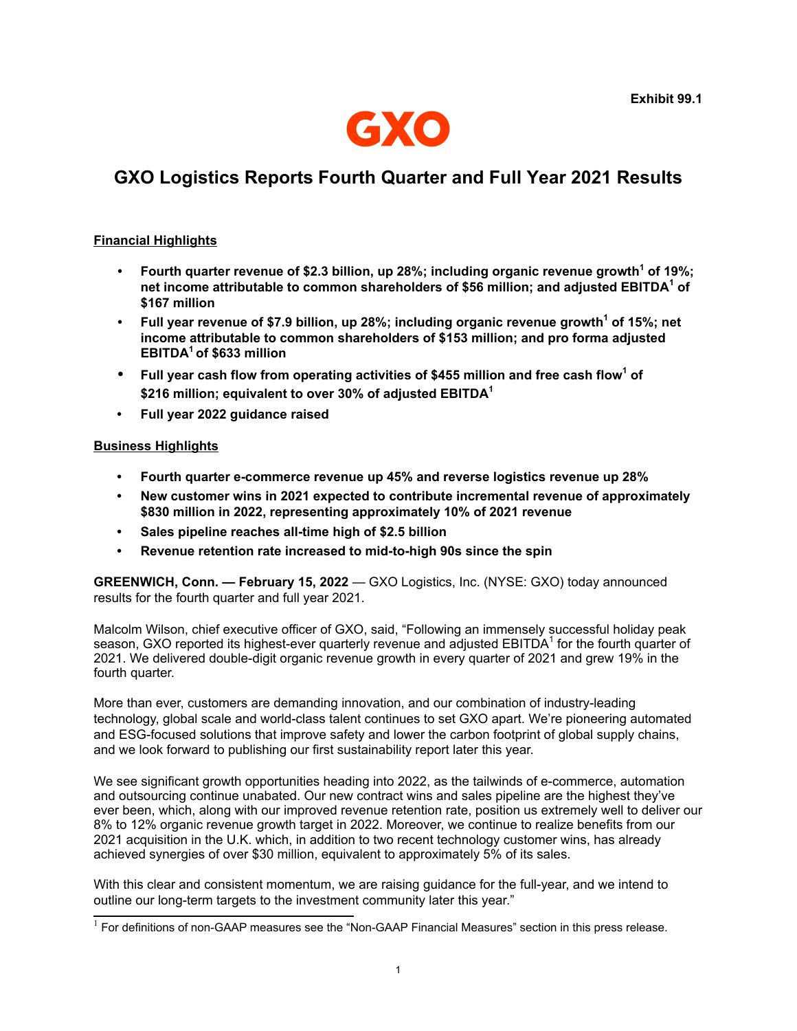Exhibit 99.1

GXO

# GXO Logistics Reports Fourth Quarter and Full Year 2021 Results

**Financial Highlights**

- **Fourth quarter revenue of $2.3 billion, up 28%; including organic revenue growth[1] of 19%; net income attributable to common shareholders of $56 million; and adjusted EBITDA[1] of $167 million**
- **Full year revenue of $7.9 billion, up 28%; including organic revenue growth[1] of 15%; net income attributable to common shareholders of $153 million; and pro forma adjusted EBITDA[1] of $633 million**
- **Full year cash flow from operating activities of $455 million and free cash flow[1] of $216 million; equivalent to over 30% of adjusted EBITDA[1]**
- **Full year 2022 guidance raised**

**Business Highlights**

- **Fourth quarter e-commerce revenue up 45% and reverse logistics revenue up 28%**
- **New customer wins in 2021 expected to contribute incremental revenue of approximately $830 million in 2022, representing approximately 10% of 2021 revenue**
- **Sales pipeline reaches all-time high of $2.5 billion**
- **Revenue retention rate increased to mid-to-high 90s since the spin**

**GREENWICH, Conn. — February 15, 2022** — GXO Logistics, Inc. (NYSE: GXO) today announced results for the fourth quarter and full year 2021.

Malcolm Wilson, chief executive officer of GXO, said, "Following an immensely successful holiday peak season, GXO reported its highest-ever quarterly revenue and adjusted EBITDA[1] for the fourth quarter of 2021. We delivered double-digit organic revenue growth in every quarter of 2021 and grew 19% in the fourth quarter.

More than ever, customers are demanding innovation, and our combination of industry-leading technology, global scale and world-class talent continues to set GXO apart. We're pioneering automated and ESG-focused solutions that improve safety and lower the carbon footprint of global supply chains, and we look forward to publishing our first sustainability report later this year.

We see significant growth opportunities heading into 2022, as the tailwinds of e-commerce, automation and outsourcing continue unabated. Our new contract wins and sales pipeline are the highest they've ever been, which, along with our improved revenue retention rate, position us extremely well to deliver our 8% to 12% organic revenue growth target in 2022. Moreover, we continue to realize benefits from our 2021 acquisition in the U.K. which, in addition to two recent technology customer wins, has already achieved synergies of over $30 million, equivalent to approximately 5% of its sales.

With this clear and consistent momentum, we are raising guidance for the full-year, and we intend to outline our long-term targets to the investment community later this year."

[1] For definitions of non-GAAP measures see the "Non-GAAP Financial Measures" section in this press release.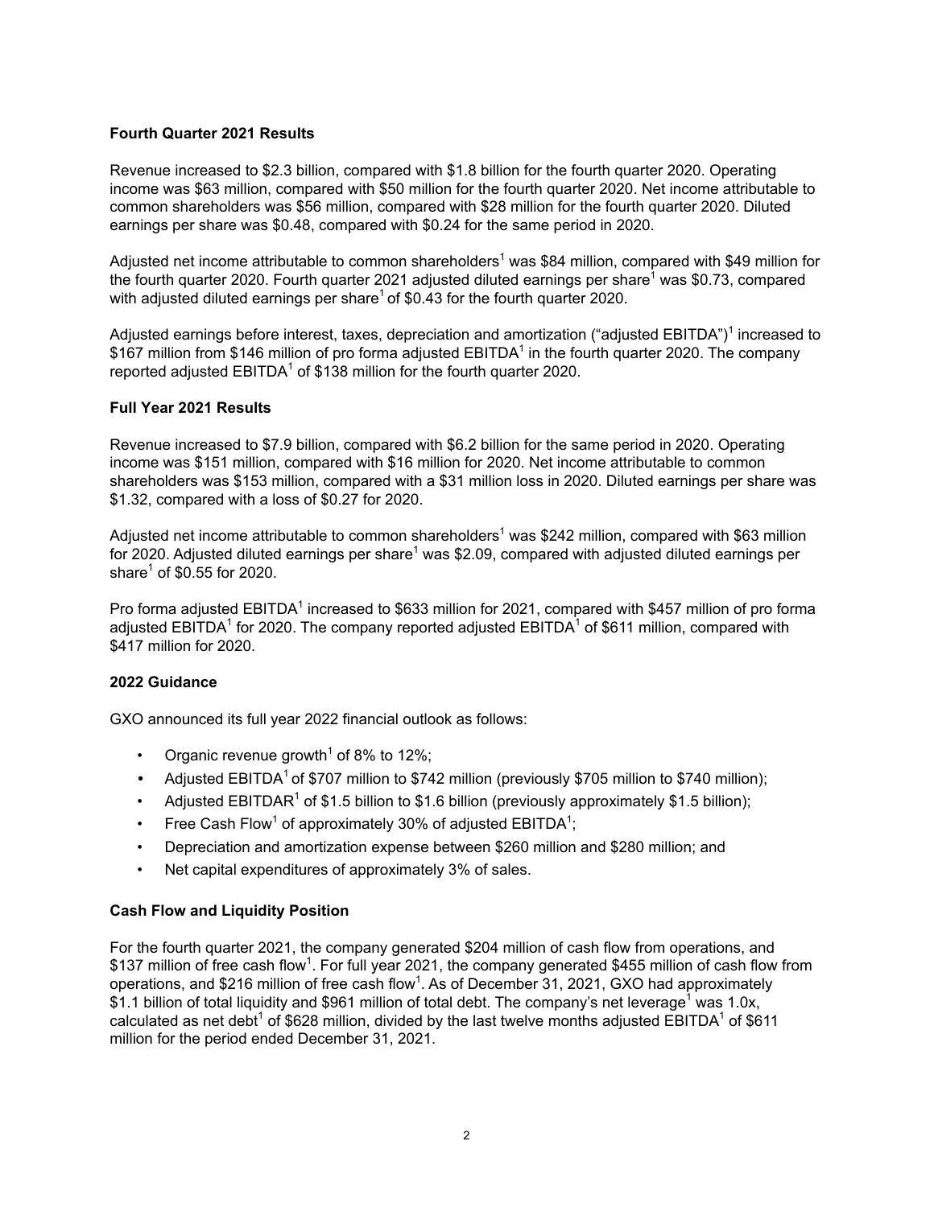## Fourth Quarter 2021 Results

Revenue increased to $2.3 billion, compared with $1.8 billion for the fourth quarter 2020. Operating income was $63 million, compared with $50 million for the fourth quarter 2020. Net income attributable to common shareholders was $56 million, compared with $28 million for the fourth quarter 2020. Diluted earnings per share was $0.48, compared with $0.24 for the same period in 2020.

Adjusted net income attributable to common shareholders[1] was $84 million, compared with $49 million for the fourth quarter 2020. Fourth quarter 2021 adjusted diluted earnings per share[1] was $0.73, compared with adjusted diluted earnings per share[1] of $0.43 for the fourth quarter 2020.

Adjusted earnings before interest, taxes, depreciation and amortization ("adjusted EBITDA")[1] increased to $167 million from $146 million of pro forma adjusted EBITDA[1] in the fourth quarter 2020. The company reported adjusted EBITDA[1] of $138 million for the fourth quarter 2020.

## Full Year 2021 Results

Revenue increased to $7.9 billion, compared with $6.2 billion for the same period in 2020. Operating income was $151 million, compared with $16 million for 2020. Net income attributable to common shareholders was $153 million, compared with a $31 million loss in 2020. Diluted earnings per share was $1.32, compared with a loss of $0.27 for 2020.

Adjusted net income attributable to common shareholders[1] was $242 million, compared with $63 million for 2020. Adjusted diluted earnings per share[1] was $2.09, compared with adjusted diluted earnings per share[1] of $0.55 for 2020.

Pro forma adjusted EBITDA[1] increased to $633 million for 2021, compared with $457 million of pro forma adjusted EBITDA[1] for 2020. The company reported adjusted EBITDA[1] of $611 million, compared with $417 million for 2020.

## 2022 Guidance

GXO announced its full year 2022 financial outlook as follows:

- Organic revenue growth[1] of 8% to 12%;
- Adjusted EBITDA[1] of $707 million to $742 million (previously $705 million to $740 million);
- Adjusted EBITDAR[1] of $1.5 billion to $1.6 billion (previously approximately $1.5 billion);
- Free Cash Flow[1] of approximately 30% of adjusted EBITDA[1];
- Depreciation and amortization expense between $260 million and $280 million; and
- Net capital expenditures of approximately 3% of sales.

## Cash Flow and Liquidity Position

For the fourth quarter 2021, the company generated $204 million of cash flow from operations, and $137 million of free cash flow[1]. For full year 2021, the company generated $455 million of cash flow from operations, and $216 million of free cash flow[1]. As of December 31, 2021, GXO had approximately $1.1 billion of total liquidity and $961 million of total debt. The company's net leverage[1] was 1.0x, calculated as net debt[1] of $628 million, divided by the last twelve months adjusted EBITDA[1] of $611 million for the period ended December 31, 2021.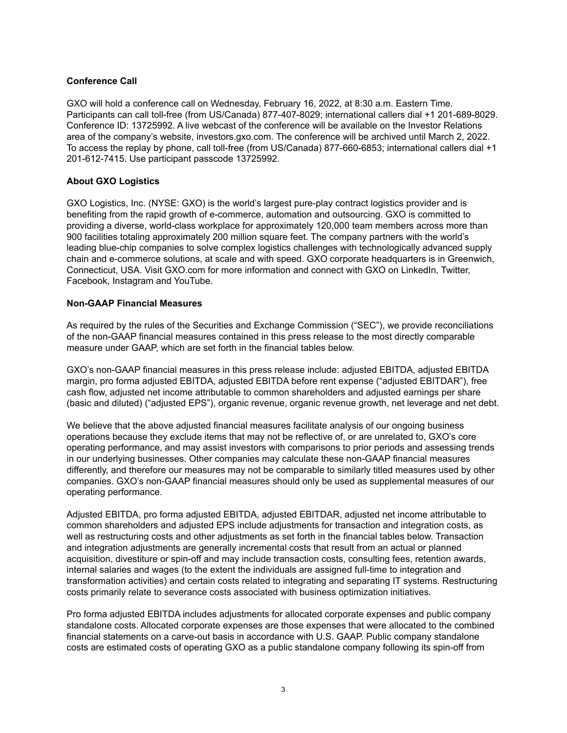**Conference Call**

GXO will hold a conference call on Wednesday, February 16, 2022, at 8:30 a.m. Eastern Time. Participants can call toll-free (from US/Canada) 877-407-8029; international callers dial +1 201-689-8029. Conference ID: 13725992. A live webcast of the conference will be available on the Investor Relations area of the company's website, investors.gxo.com. The conference will be archived until March 2, 2022. To access the replay by phone, call toll-free (from US/Canada) 877-660-6853; international callers dial +1 201-612-7415. Use participant passcode 13725992.

**About GXO Logistics**

GXO Logistics, Inc. (NYSE: GXO) is the world's largest pure-play contract logistics provider and is benefiting from the rapid growth of e-commerce, automation and outsourcing. GXO is committed to providing a diverse, world-class workplace for approximately 120,000 team members across more than 900 facilities totaling approximately 200 million square feet. The company partners with the world's leading blue-chip companies to solve complex logistics challenges with technologically advanced supply chain and e-commerce solutions, at scale and with speed. GXO corporate headquarters is in Greenwich, Connecticut, USA. Visit GXO.com for more information and connect with GXO on LinkedIn, Twitter, Facebook, Instagram and YouTube.

**Non-GAAP Financial Measures**

As required by the rules of the Securities and Exchange Commission ("SEC"), we provide reconciliations of the non-GAAP financial measures contained in this press release to the most directly comparable measure under GAAP, which are set forth in the financial tables below.

GXO's non-GAAP financial measures in this press release include: adjusted EBITDA, adjusted EBITDA margin, pro forma adjusted EBITDA, adjusted EBITDA before rent expense ("adjusted EBITDAR"), free cash flow, adjusted net income attributable to common shareholders and adjusted earnings per share (basic and diluted) ("adjusted EPS"), organic revenue, organic revenue growth, net leverage and net debt.

We believe that the above adjusted financial measures facilitate analysis of our ongoing business operations because they exclude items that may not be reflective of, or are unrelated to, GXO's core operating performance, and may assist investors with comparisons to prior periods and assessing trends in our underlying businesses. Other companies may calculate these non-GAAP financial measures differently, and therefore our measures may not be comparable to similarly titled measures used by other companies. GXO's non-GAAP financial measures should only be used as supplemental measures of our operating performance.

Adjusted EBITDA, pro forma adjusted EBITDA, adjusted EBITDAR, adjusted net income attributable to common shareholders and adjusted EPS include adjustments for transaction and integration costs, as well as restructuring costs and other adjustments as set forth in the financial tables below. Transaction and integration adjustments are generally incremental costs that result from an actual or planned acquisition, divestiture or spin-off and may include transaction costs, consulting fees, retention awards, internal salaries and wages (to the extent the individuals are assigned full-time to integration and transformation activities) and certain costs related to integrating and separating IT systems. Restructuring costs primarily relate to severance costs associated with business optimization initiatives.

Pro forma adjusted EBITDA includes adjustments for allocated corporate expenses and public company standalone costs. Allocated corporate expenses are those expenses that were allocated to the combined financial statements on a carve-out basis in accordance with U.S. GAAP. Public company standalone costs are estimated costs of operating GXO as a public standalone company following its spin-off from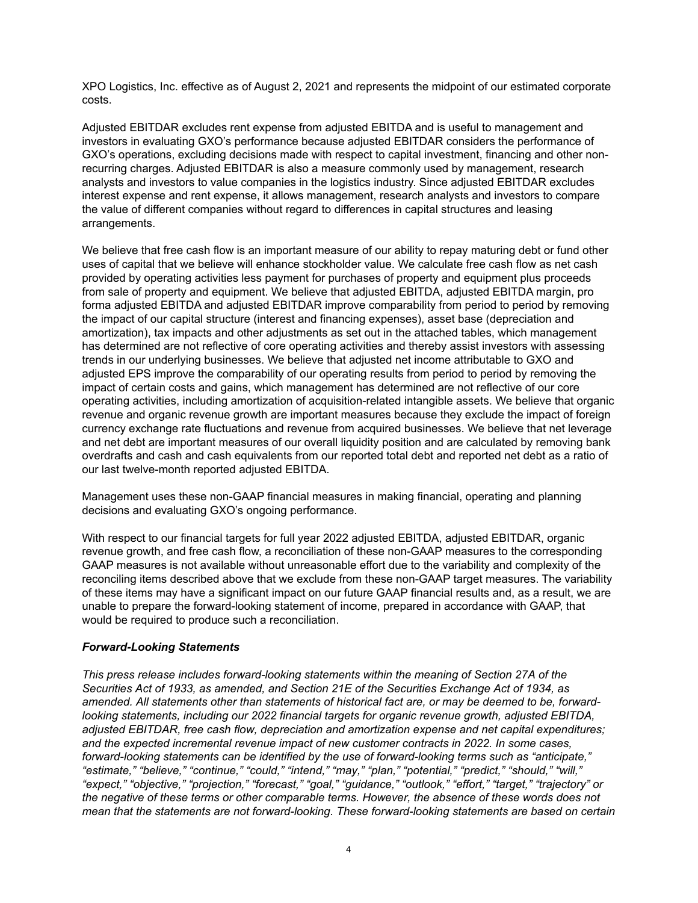XPO Logistics, Inc. effective as of August 2, 2021 and represents the midpoint of our estimated corporate costs.

Adjusted EBITDAR excludes rent expense from adjusted EBITDA and is useful to management and investors in evaluating GXO's performance because adjusted EBITDAR considers the performance of GXO's operations, excluding decisions made with respect to capital investment, financing and other non-recurring charges. Adjusted EBITDAR is also a measure commonly used by management, research analysts and investors to value companies in the logistics industry. Since adjusted EBITDAR excludes interest expense and rent expense, it allows management, research analysts and investors to compare the value of different companies without regard to differences in capital structures and leasing arrangements.

We believe that free cash flow is an important measure of our ability to repay maturing debt or fund other uses of capital that we believe will enhance stockholder value. We calculate free cash flow as net cash provided by operating activities less payment for purchases of property and equipment plus proceeds from sale of property and equipment. We believe that adjusted EBITDA, adjusted EBITDA margin, pro forma adjusted EBITDA and adjusted EBITDAR improve comparability from period to period by removing the impact of our capital structure (interest and financing expenses), asset base (depreciation and amortization), tax impacts and other adjustments as set out in the attached tables, which management has determined are not reflective of core operating activities and thereby assist investors with assessing trends in our underlying businesses. We believe that adjusted net income attributable to GXO and adjusted EPS improve the comparability of our operating results from period to period by removing the impact of certain costs and gains, which management has determined are not reflective of our core operating activities, including amortization of acquisition-related intangible assets. We believe that organic revenue and organic revenue growth are important measures because they exclude the impact of foreign currency exchange rate fluctuations and revenue from acquired businesses. We believe that net leverage and net debt are important measures of our overall liquidity position and are calculated by removing bank overdrafts and cash and cash equivalents from our reported total debt and reported net debt as a ratio of our last twelve-month reported adjusted EBITDA.

Management uses these non-GAAP financial measures in making financial, operating and planning decisions and evaluating GXO's ongoing performance.

With respect to our financial targets for full year 2022 adjusted EBITDA, adjusted EBITDAR, organic revenue growth, and free cash flow, a reconciliation of these non-GAAP measures to the corresponding GAAP measures is not available without unreasonable effort due to the variability and complexity of the reconciling items described above that we exclude from these non-GAAP target measures. The variability of these items may have a significant impact on our future GAAP financial results and, as a result, we are unable to prepare the forward-looking statement of income, prepared in accordance with GAAP, that would be required to produce such a reconciliation.

***Forward-Looking Statements***

*This press release includes forward-looking statements within the meaning of Section 27A of the Securities Act of 1933, as amended, and Section 21E of the Securities Exchange Act of 1934, as amended. All statements other than statements of historical fact are, or may be deemed to be, forward-looking statements, including our 2022 financial targets for organic revenue growth, adjusted EBITDA, adjusted EBITDAR, free cash flow, depreciation and amortization expense and net capital expenditures; and the expected incremental revenue impact of new customer contracts in 2022. In some cases, forward-looking statements can be identified by the use of forward-looking terms such as "anticipate," "estimate," "believe," "continue," "could," "intend," "may," "plan," "potential," "predict," "should," "will," "expect," "objective," "projection," "forecast," "goal," "guidance," "outlook," "effort," "target," "trajectory" or the negative of these terms or other comparable terms. However, the absence of these words does not mean that the statements are not forward-looking. These forward-looking statements are based on certain*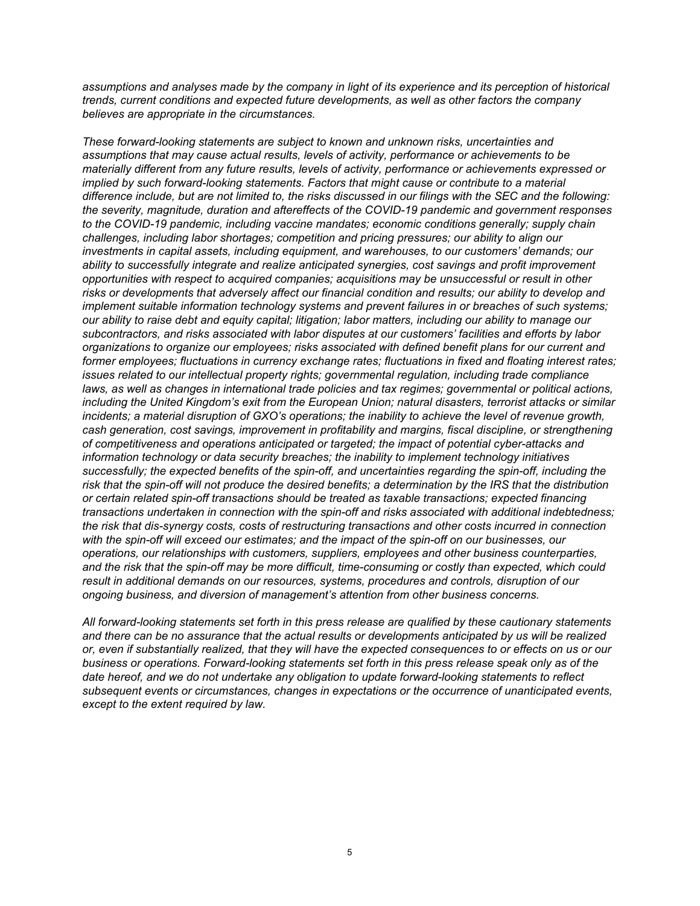*assumptions and analyses made by the company in light of its experience and its perception of historical trends, current conditions and expected future developments, as well as other factors the company believes are appropriate in the circumstances.*

*These forward-looking statements are subject to known and unknown risks, uncertainties and assumptions that may cause actual results, levels of activity, performance or achievements to be materially different from any future results, levels of activity, performance or achievements expressed or implied by such forward-looking statements. Factors that might cause or contribute to a material difference include, but are not limited to, the risks discussed in our filings with the SEC and the following: the severity, magnitude, duration and aftereffects of the COVID-19 pandemic and government responses to the COVID-19 pandemic, including vaccine mandates; economic conditions generally; supply chain challenges, including labor shortages; competition and pricing pressures; our ability to align our investments in capital assets, including equipment, and warehouses, to our customers' demands; our ability to successfully integrate and realize anticipated synergies, cost savings and profit improvement opportunities with respect to acquired companies; acquisitions may be unsuccessful or result in other risks or developments that adversely affect our financial condition and results; our ability to develop and implement suitable information technology systems and prevent failures in or breaches of such systems; our ability to raise debt and equity capital; litigation; labor matters, including our ability to manage our subcontractors, and risks associated with labor disputes at our customers' facilities and efforts by labor organizations to organize our employees; risks associated with defined benefit plans for our current and former employees; fluctuations in currency exchange rates; fluctuations in fixed and floating interest rates; issues related to our intellectual property rights; governmental regulation, including trade compliance laws, as well as changes in international trade policies and tax regimes; governmental or political actions, including the United Kingdom's exit from the European Union; natural disasters, terrorist attacks or similar incidents; a material disruption of GXO's operations; the inability to achieve the level of revenue growth, cash generation, cost savings, improvement in profitability and margins, fiscal discipline, or strengthening of competitiveness and operations anticipated or targeted; the impact of potential cyber-attacks and information technology or data security breaches; the inability to implement technology initiatives successfully; the expected benefits of the spin-off, and uncertainties regarding the spin-off, including the risk that the spin-off will not produce the desired benefits; a determination by the IRS that the distribution or certain related spin-off transactions should be treated as taxable transactions; expected financing transactions undertaken in connection with the spin-off and risks associated with additional indebtedness; the risk that dis-synergy costs, costs of restructuring transactions and other costs incurred in connection with the spin-off will exceed our estimates; and the impact of the spin-off on our businesses, our operations, our relationships with customers, suppliers, employees and other business counterparties, and the risk that the spin-off may be more difficult, time-consuming or costly than expected, which could result in additional demands on our resources, systems, procedures and controls, disruption of our ongoing business, and diversion of management's attention from other business concerns.*

*All forward-looking statements set forth in this press release are qualified by these cautionary statements and there can be no assurance that the actual results or developments anticipated by us will be realized or, even if substantially realized, that they will have the expected consequences to or effects on us or our business or operations. Forward-looking statements set forth in this press release speak only as of the date hereof, and we do not undertake any obligation to update forward-looking statements to reflect subsequent events or circumstances, changes in expectations or the occurrence of unanticipated events, except to the extent required by law.*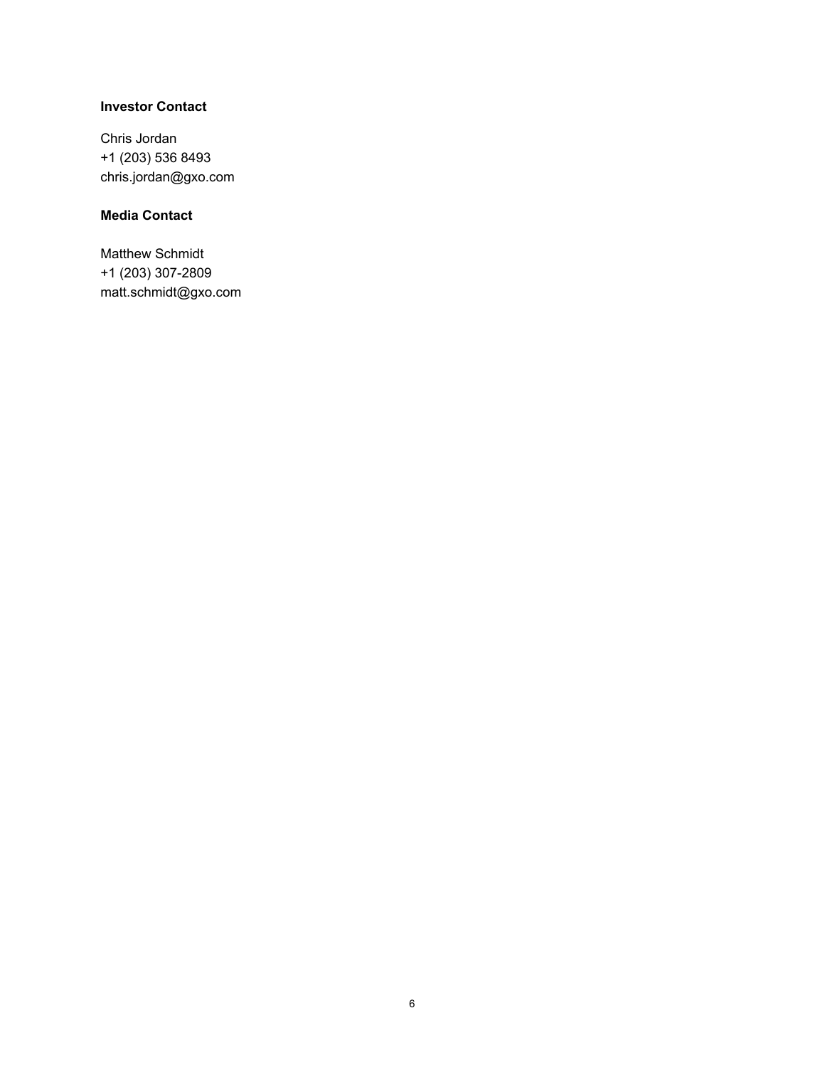**Investor Contact**

Chris Jordan
+1 (203) 536 8493
chris.jordan@gxo.com

**Media Contact**

Matthew Schmidt
+1 (203) 307-2809
matt.schmidt@gxo.com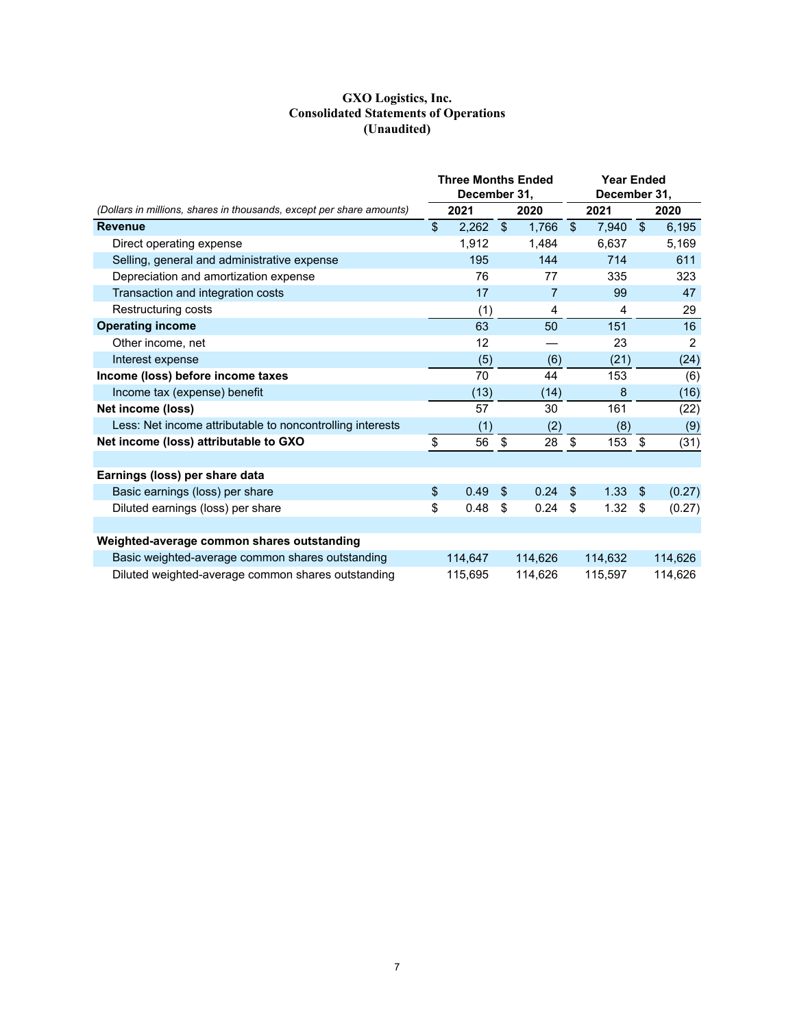# GXO Logistics, Inc.
## Consolidated Statements of Operations
## (Unaudited)

| *(Dollars in millions, shares in thousands, except per share amounts)* | Three Months Ended December 31, 2021 | Three Months Ended December 31, 2020 | Year Ended December 31, 2021 | Year Ended December 31, 2020 |
|---|---|---|---|---|
| **Revenue** | $ 2,262 | $ 1,766 | $ 7,940 | $ 6,195 |
| Direct operating expense | 1,912 | 1,484 | 6,637 | 5,169 |
| Selling, general and administrative expense | 195 | 144 | 714 | 611 |
| Depreciation and amortization expense | 76 | 77 | 335 | 323 |
| Transaction and integration costs | 17 | 7 | 99 | 47 |
| Restructuring costs | (1) | 4 | 4 | 29 |
| **Operating income** | 63 | 50 | 151 | 16 |
| Other income, net | 12 | — | 23 | 2 |
| Interest expense | (5) | (6) | (21) | (24) |
| **Income (loss) before income taxes** | 70 | 44 | 153 | (6) |
| Income tax (expense) benefit | (13) | (14) | 8 | (16) |
| **Net income (loss)** | 57 | 30 | 161 | (22) |
| Less: Net income attributable to noncontrolling interests | (1) | (2) | (8) | (9) |
| **Net income (loss) attributable to GXO** | $ 56 | $ 28 | $ 153 | $ (31) |
| | | | | |
| **Earnings (loss) per share data** | | | | |
| Basic earnings (loss) per share | $ 0.49 | $ 0.24 | $ 1.33 | $ (0.27) |
| Diluted earnings (loss) per share | $ 0.48 | $ 0.24 | $ 1.32 | $ (0.27) |
| | | | | |
| **Weighted-average common shares outstanding** | | | | |
| Basic weighted-average common shares outstanding | 114,647 | 114,626 | 114,632 | 114,626 |
| Diluted weighted-average common shares outstanding | 115,695 | 114,626 | 115,597 | 114,626 |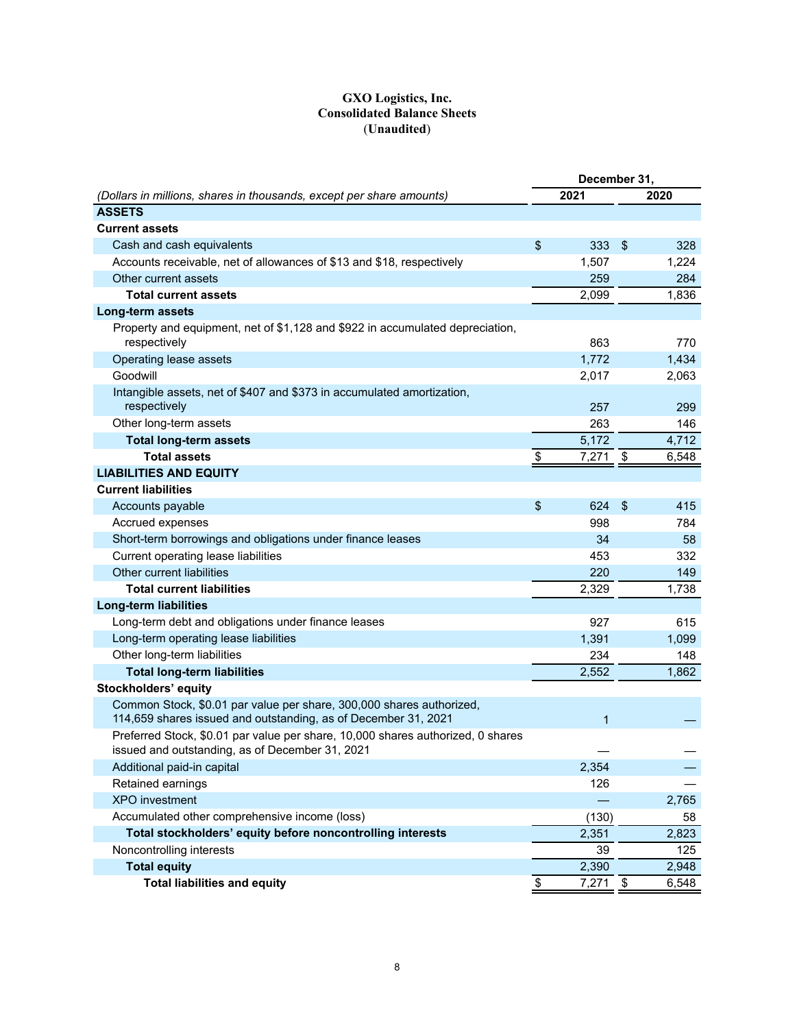# GXO Logistics, Inc.
## Consolidated Balance Sheets
## (Unaudited)

| *(Dollars in millions, shares in thousands, except per share amounts)* | December 31, 2021 | December 31, 2020 |
|---|---|---|
| **ASSETS** | | |
| **Current assets** | | |
| Cash and cash equivalents | $ 333 | $ 328 |
| Accounts receivable, net of allowances of $13 and $18, respectively | 1,507 | 1,224 |
| Other current assets | 259 | 284 |
| **Total current assets** | 2,099 | 1,836 |
| **Long-term assets** | | |
| Property and equipment, net of $1,128 and $922 in accumulated depreciation, respectively | 863 | 770 |
| Operating lease assets | 1,772 | 1,434 |
| Goodwill | 2,017 | 2,063 |
| Intangible assets, net of $407 and $373 in accumulated amortization, respectively | 257 | 299 |
| Other long-term assets | 263 | 146 |
| **Total long-term assets** | 5,172 | 4,712 |
| **Total assets** | $ 7,271 | $ 6,548 |
| **LIABILITIES AND EQUITY** | | |
| **Current liabilities** | | |
| Accounts payable | $ 624 | $ 415 |
| Accrued expenses | 998 | 784 |
| Short-term borrowings and obligations under finance leases | 34 | 58 |
| Current operating lease liabilities | 453 | 332 |
| Other current liabilities | 220 | 149 |
| **Total current liabilities** | 2,329 | 1,738 |
| **Long-term liabilities** | | |
| Long-term debt and obligations under finance leases | 927 | 615 |
| Long-term operating lease liabilities | 1,391 | 1,099 |
| Other long-term liabilities | 234 | 148 |
| **Total long-term liabilities** | 2,552 | 1,862 |
| **Stockholders' equity** | | |
| Common Stock, $0.01 par value per share, 300,000 shares authorized, 114,659 shares issued and outstanding, as of December 31, 2021 | 1 | — |
| Preferred Stock, $0.01 par value per share, 10,000 shares authorized, 0 shares issued and outstanding, as of December 31, 2021 | — | — |
| Additional paid-in capital | 2,354 | — |
| Retained earnings | 126 | — |
| XPO investment | — | 2,765 |
| Accumulated other comprehensive income (loss) | (130) | 58 |
| **Total stockholders' equity before noncontrolling interests** | 2,351 | 2,823 |
| Noncontrolling interests | 39 | 125 |
| **Total equity** | 2,390 | 2,948 |
| **Total liabilities and equity** | $ 7,271 | $ 6,548 |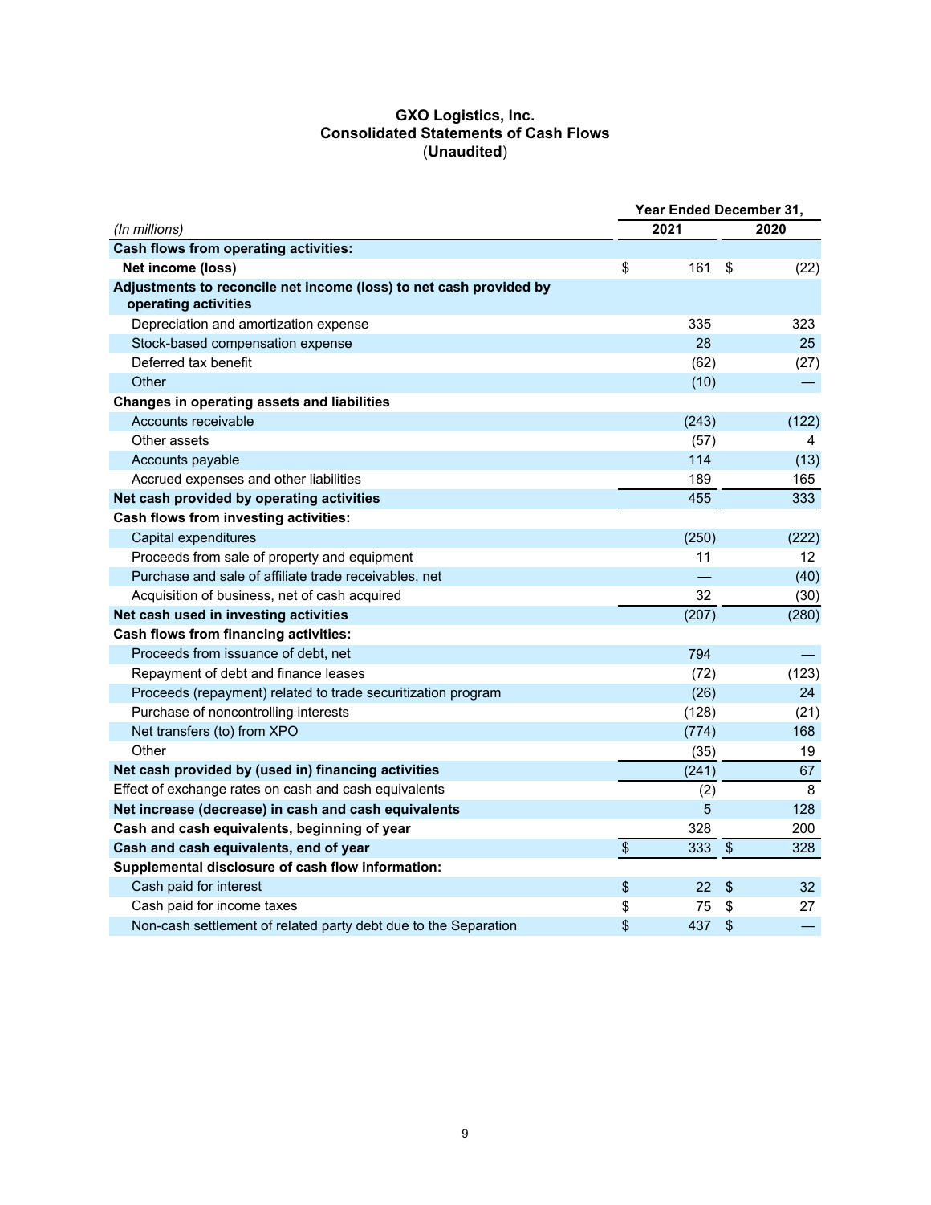# GXO Logistics, Inc.
## Consolidated Statements of Cash Flows
**(Unaudited)**

| *(In millions)* | Year Ended December 31, 2021 | 2020 |
|---|---|---|
| **Cash flows from operating activities:** | | |
| **Net income (loss)** | $ 161 | $ (22) |
| **Adjustments to reconcile net income (loss) to net cash provided by operating activities** | | |
| Depreciation and amortization expense | 335 | 323 |
| Stock-based compensation expense | 28 | 25 |
| Deferred tax benefit | (62) | (27) |
| Other | (10) | — |
| **Changes in operating assets and liabilities** | | |
| Accounts receivable | (243) | (122) |
| Other assets | (57) | 4 |
| Accounts payable | 114 | (13) |
| Accrued expenses and other liabilities | 189 | 165 |
| **Net cash provided by operating activities** | 455 | 333 |
| **Cash flows from investing activities:** | | |
| Capital expenditures | (250) | (222) |
| Proceeds from sale of property and equipment | 11 | 12 |
| Purchase and sale of affiliate trade receivables, net | — | (40) |
| Acquisition of business, net of cash acquired | 32 | (30) |
| **Net cash used in investing activities** | (207) | (280) |
| **Cash flows from financing activities:** | | |
| Proceeds from issuance of debt, net | 794 | — |
| Repayment of debt and finance leases | (72) | (123) |
| Proceeds (repayment) related to trade securitization program | (26) | 24 |
| Purchase of noncontrolling interests | (128) | (21) |
| Net transfers (to) from XPO | (774) | 168 |
| Other | (35) | 19 |
| **Net cash provided by (used in) financing activities** | (241) | 67 |
| Effect of exchange rates on cash and cash equivalents | (2) | 8 |
| **Net increase (decrease) in cash and cash equivalents** | 5 | 128 |
| **Cash and cash equivalents, beginning of year** | 328 | 200 |
| **Cash and cash equivalents, end of year** | $ 333 | $ 328 |
| **Supplemental disclosure of cash flow information:** | | |
| Cash paid for interest | $ 22 | $ 32 |
| Cash paid for income taxes | $ 75 | $ 27 |
| Non-cash settlement of related party debt due to the Separation | $ 437 | $ — |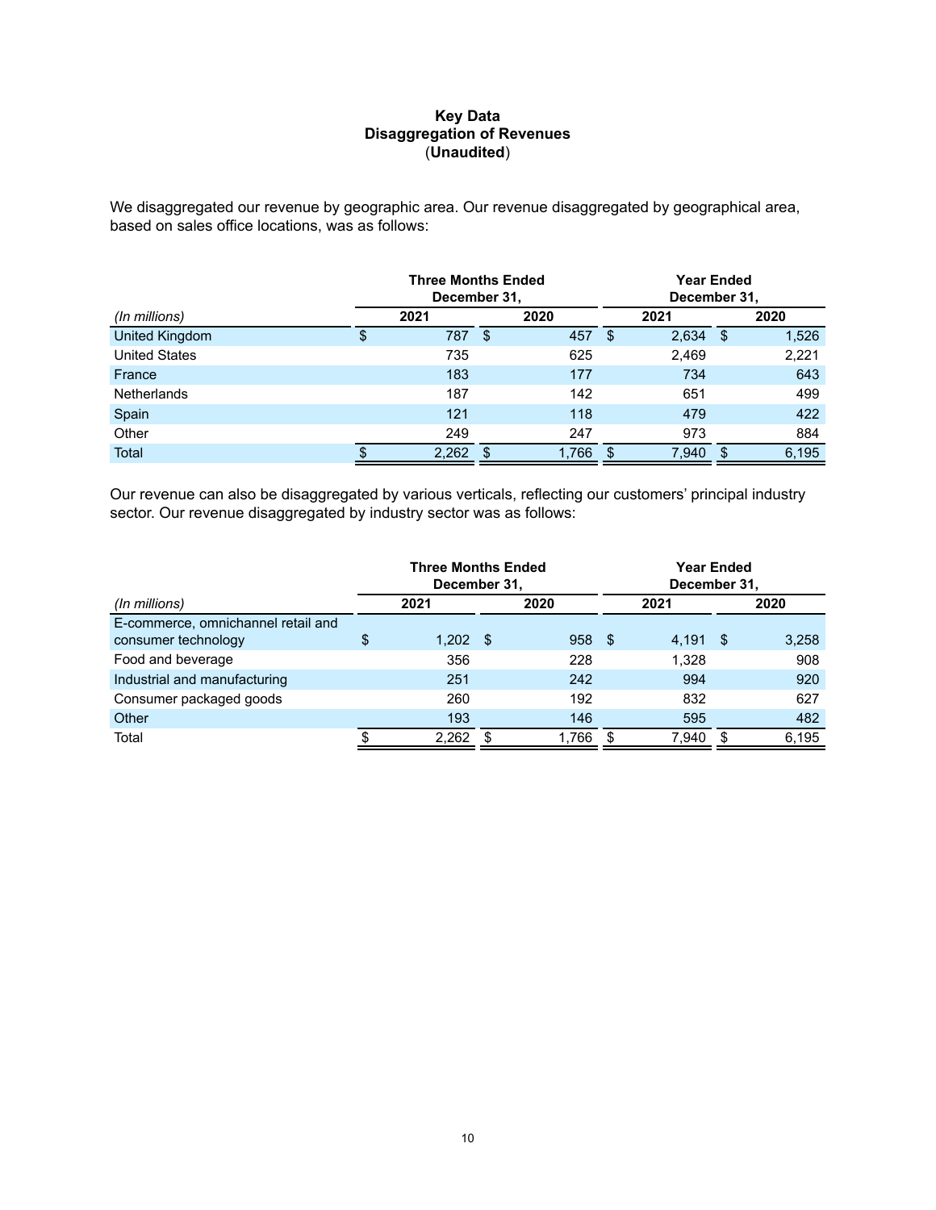**Key Data**
**Disaggregation of Revenues**
(**Unaudited**)

We disaggregated our revenue by geographic area. Our revenue disaggregated by geographical area, based on sales office locations, was as follows:

| | Three Months Ended December 31, | | Year Ended December 31, | |
|---|---|---|---|---|
| *(In millions)* | 2021 | 2020 | 2021 | 2020 |
| United Kingdom | $ 787 | $ 457 | $ 2,634 | $ 1,526 |
| United States | 735 | 625 | 2,469 | 2,221 |
| France | 183 | 177 | 734 | 643 |
| Netherlands | 187 | 142 | 651 | 499 |
| Spain | 121 | 118 | 479 | 422 |
| Other | 249 | 247 | 973 | 884 |
| Total | $ 2,262 | $ 1,766 | $ 7,940 | $ 6,195 |

Our revenue can also be disaggregated by various verticals, reflecting our customers' principal industry sector. Our revenue disaggregated by industry sector was as follows:

| | Three Months Ended December 31, | | Year Ended December 31, | |
|---|---|---|---|---|
| *(In millions)* | 2021 | 2020 | 2021 | 2020 |
| E-commerce, omnichannel retail and consumer technology | $ 1,202 | $ 958 | $ 4,191 | $ 3,258 |
| Food and beverage | 356 | 228 | 1,328 | 908 |
| Industrial and manufacturing | 251 | 242 | 994 | 920 |
| Consumer packaged goods | 260 | 192 | 832 | 627 |
| Other | 193 | 146 | 595 | 482 |
| Total | $ 2,262 | $ 1,766 | $ 7,940 | $ 6,195 |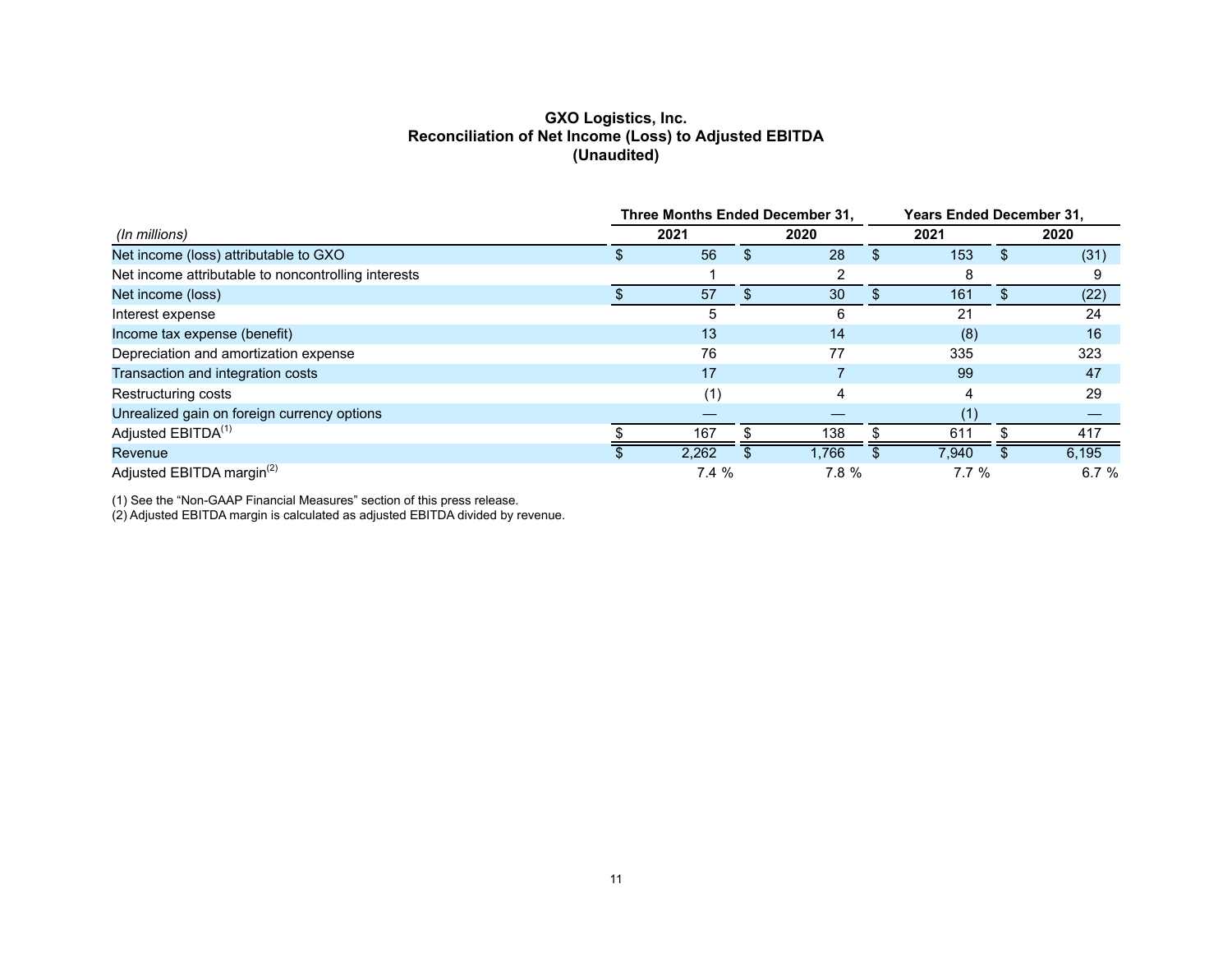# GXO Logistics, Inc.
## Reconciliation of Net Income (Loss) to Adjusted EBITDA
### (Unaudited)

| | Three Months Ended December 31, | | Years Ended December 31, | |
|---|---|---|---|---|
| *(In millions)* | 2021 | 2020 | 2021 | 2020 |
| Net income (loss) attributable to GXO | $ 56 | $ 28 | $ 153 | $ (31) |
| Net income attributable to noncontrolling interests | 1 | 2 | 8 | 9 |
| Net income (loss) | $ 57 | $ 30 | $ 161 | $ (22) |
| Interest expense | 5 | 6 | 21 | 24 |
| Income tax expense (benefit) | 13 | 14 | (8) | 16 |
| Depreciation and amortization expense | 76 | 77 | 335 | 323 |
| Transaction and integration costs | 17 | 7 | 99 | 47 |
| Restructuring costs | (1) | 4 | 4 | 29 |
| Unrealized gain on foreign currency options | — | — | (1) | — |
| Adjusted EBITDA(1) | $ 167 | $ 138 | $ 611 | $ 417 |
| Revenue | $ 2,262 | $ 1,766 | $ 7,940 | $ 6,195 |
| Adjusted EBITDA margin(2) | 7.4 % | 7.8 % | 7.7 % | 6.7 % |

(1) See the "Non-GAAP Financial Measures" section of this press release.
(2) Adjusted EBITDA margin is calculated as adjusted EBITDA divided by revenue.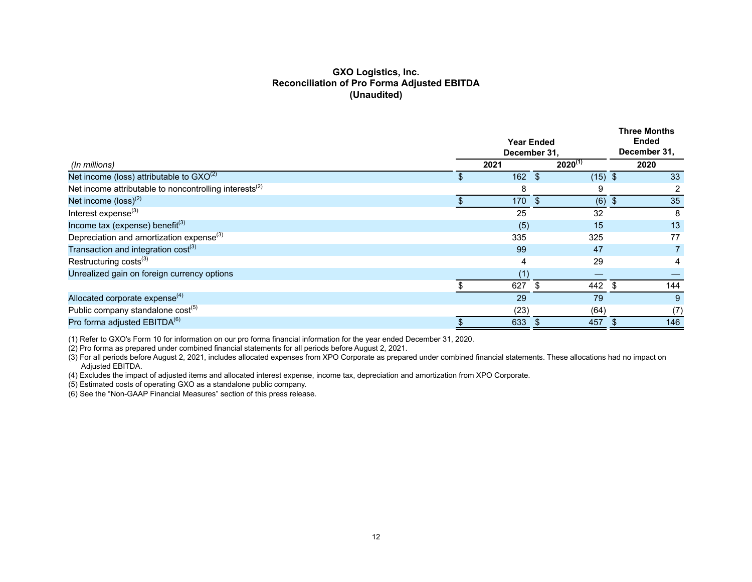# GXO Logistics, Inc.
## Reconciliation of Pro Forma Adjusted EBITDA
### (Unaudited)

| *(In millions)* | Year Ended December 31, 2021 | Year Ended December 31, 2020[(1)] | Three Months Ended December 31, 2020 |
|---|---|---|---|
| Net income (loss) attributable to GXO[(2)] | $ 162 | $ (15) | $ 33 |
| Net income attributable to noncontrolling interests[(2)] | 8 | 9 | 2 |
| Net income (loss)[(2)] | $ 170 | $ (6) | $ 35 |
| Interest expense[(3)] | 25 | 32 | 8 |
| Income tax (expense) benefit[(3)] | (5) | 15 | 13 |
| Depreciation and amortization expense[(3)] | 335 | 325 | 77 |
| Transaction and integration cost[(3)] | 99 | 47 | 7 |
| Restructuring costs[(3)] | 4 | 29 | 4 |
| Unrealized gain on foreign currency options | (1) | — | — |
| | $ 627 | $ 442 | $ 144 |
| Allocated corporate expense[(4)] | 29 | 79 | 9 |
| Public company standalone cost[(5)] | (23) | (64) | (7) |
| Pro forma adjusted EBITDA[(6)] | $ 633 | $ 457 | $ 146 |

(1) Refer to GXO's Form 10 for information on our pro forma financial information for the year ended December 31, 2020.
(2) Pro forma as prepared under combined financial statements for all periods before August 2, 2021.
(3) For all periods before August 2, 2021, includes allocated expenses from XPO Corporate as prepared under combined financial statements. These allocations had no impact on Adjusted EBITDA.
(4) Excludes the impact of adjusted items and allocated interest expense, income tax, depreciation and amortization from XPO Corporate.
(5) Estimated costs of operating GXO as a standalone public company.
(6) See the "Non-GAAP Financial Measures" section of this press release.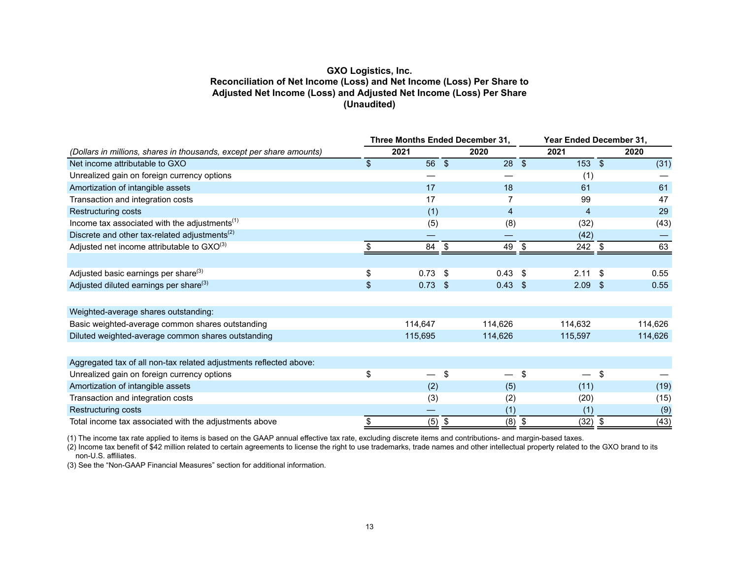**GXO Logistics, Inc.**
**Reconciliation of Net Income (Loss) and Net Income (Loss) Per Share to Adjusted Net Income (Loss) and Adjusted Net Income (Loss) Per Share**
**(Unaudited)**

| | Three Months Ended December 31, | | Year Ended December 31, | |
|---|---|---|---|---|
| *(Dollars in millions, shares in thousands, except per share amounts)* | 2021 | 2020 | 2021 | 2020 |
| Net income attributable to GXO | $ 56 | $ 28 | $ 153 | $ (31) |
| Unrealized gain on foreign currency options | — | — | (1) | — |
| Amortization of intangible assets | 17 | 18 | 61 | 61 |
| Transaction and integration costs | 17 | 7 | 99 | 47 |
| Restructuring costs | (1) | 4 | 4 | 29 |
| Income tax associated with the adjustments(1) | (5) | (8) | (32) | (43) |
| Discrete and other tax-related adjustments(2) | — | — | (42) | — |
| Adjusted net income attributable to GXO(3) | $ 84 | $ 49 | $ 242 | $ 63 |
| | | | | |
| Adjusted basic earnings per share(3) | $ 0.73 | $ 0.43 | $ 2.11 | $ 0.55 |
| Adjusted diluted earnings per share(3) | $ 0.73 | $ 0.43 | $ 2.09 | $ 0.55 |
| | | | | |
| Weighted-average shares outstanding: | | | | |
| Basic weighted-average common shares outstanding | 114,647 | 114,626 | 114,632 | 114,626 |
| Diluted weighted-average common shares outstanding | 115,695 | 114,626 | 115,597 | 114,626 |
| | | | | |
| Aggregated tax of all non-tax related adjustments reflected above: | | | | |
| Unrealized gain on foreign currency options | $ — | $ — | $ — | $ — |
| Amortization of intangible assets | (2) | (5) | (11) | (19) |
| Transaction and integration costs | (3) | (2) | (20) | (15) |
| Restructuring costs | — | (1) | (1) | (9) |
| Total income tax associated with the adjustments above | $ (5) | $ (8) | $ (32) | $ (43) |

(1) The income tax rate applied to items is based on the GAAP annual effective tax rate, excluding discrete items and contributions- and margin-based taxes.

(2) Income tax benefit of $42 million related to certain agreements to license the right to use trademarks, trade names and other intellectual property related to the GXO brand to its non-U.S. affiliates.

(3) See the "Non-GAAP Financial Measures" section for additional information.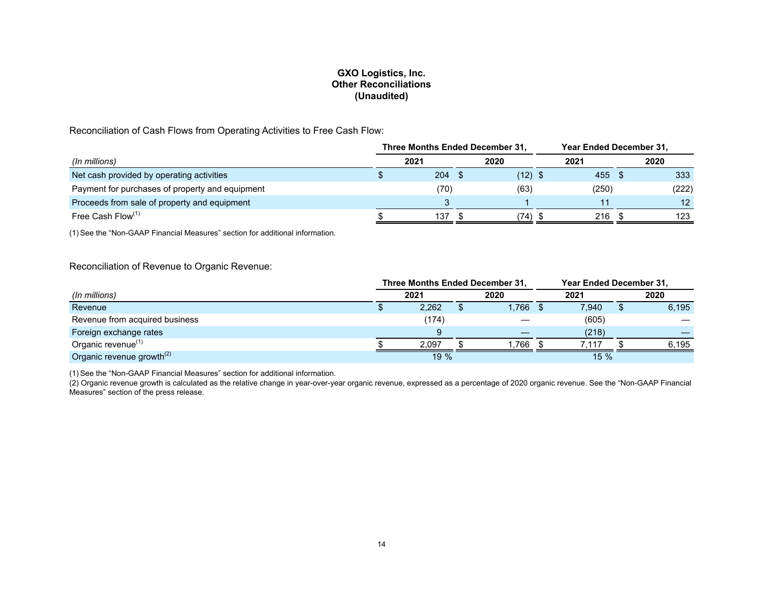# GXO Logistics, Inc.
## Other Reconciliations
## (Unaudited)

Reconciliation of Cash Flows from Operating Activities to Free Cash Flow:

| | Three Months Ended December 31, | | Year Ended December 31, | |
|---|---|---|---|---|
| *(In millions)* | 2021 | 2020 | 2021 | 2020 |
| Net cash provided by operating activities | $ 204 | $ (12) | $ 455 | $ 333 |
| Payment for purchases of property and equipment | (70) | (63) | (250) | (222) |
| Proceeds from sale of property and equipment | 3 | 1 | 11 | 12 |
| Free Cash Flow[1] | $ 137 | $ (74) | $ 216 | $ 123 |

(1) See the "Non-GAAP Financial Measures" section for additional information.

Reconciliation of Revenue to Organic Revenue:

| | Three Months Ended December 31, | | Year Ended December 31, | |
|---|---|---|---|---|
| *(In millions)* | 2021 | 2020 | 2021 | 2020 |
| Revenue | $ 2,262 | $ 1,766 | $ 7,940 | $ 6,195 |
| Revenue from acquired business | (174) | — | (605) | — |
| Foreign exchange rates | 9 | — | (218) | — |
| Organic revenue[1] | $ 2,097 | $ 1,766 | $ 7,117 | $ 6,195 |
| Organic revenue growth[2] | 19 % | | 15 % | |

(1) See the "Non-GAAP Financial Measures" section for additional information.

(2) Organic revenue growth is calculated as the relative change in year-over-year organic revenue, expressed as a percentage of 2020 organic revenue. See the "Non-GAAP Financial Measures" section of the press release.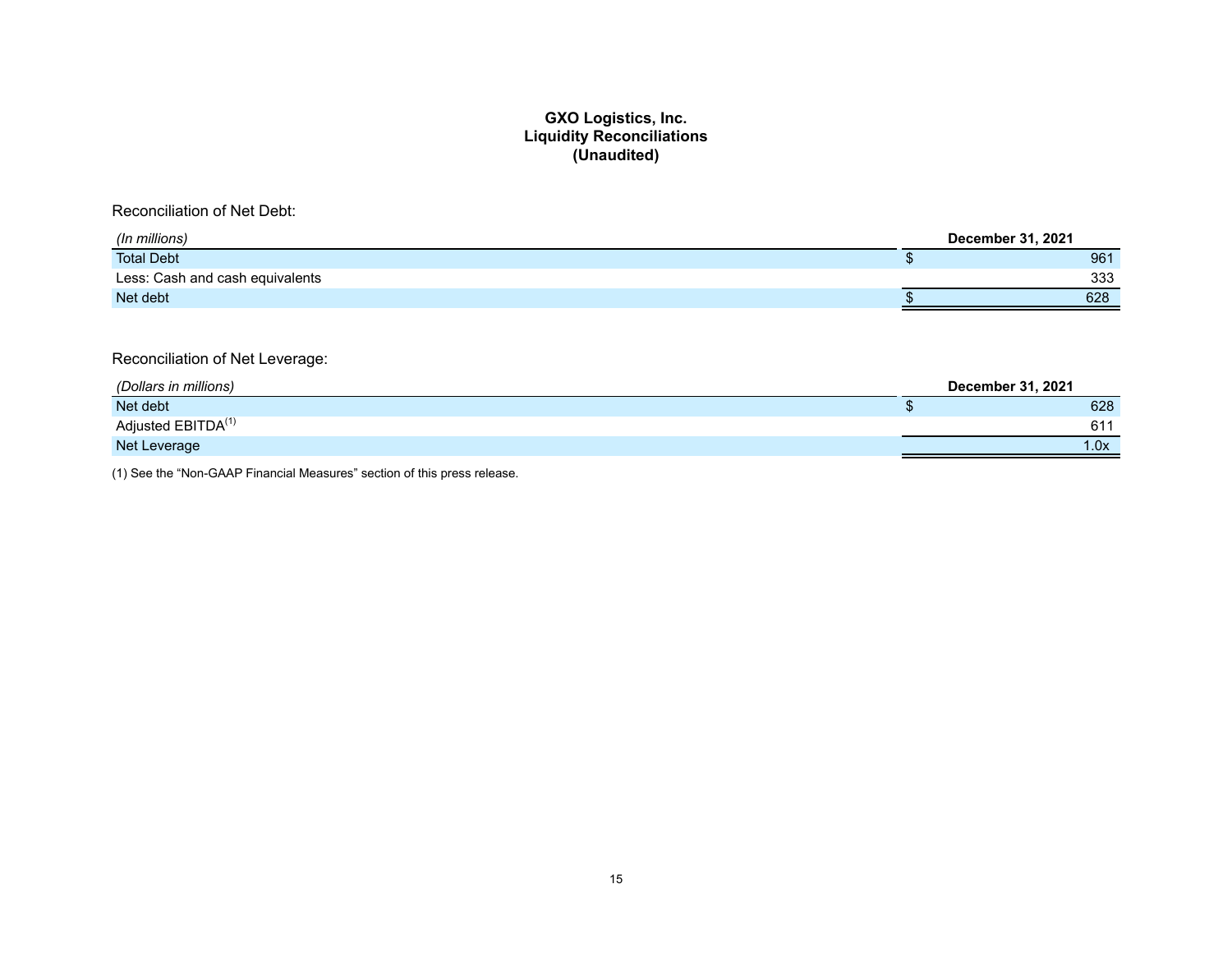# GXO Logistics, Inc.
## Liquidity Reconciliations
## (Unaudited)

Reconciliation of Net Debt:

| *(In millions)* | December 31, 2021 |
|---|---|
| Total Debt | $ 961 |
| Less: Cash and cash equivalents | 333 |
| Net debt | $ 628 |

Reconciliation of Net Leverage:

| *(Dollars in millions)* | December 31, 2021 |
|---|---|
| Net debt | $ 628 |
| Adjusted EBITDA[(1)] | 611 |
| Net Leverage | 1.0x |

(1) See the "Non-GAAP Financial Measures" section of this press release.